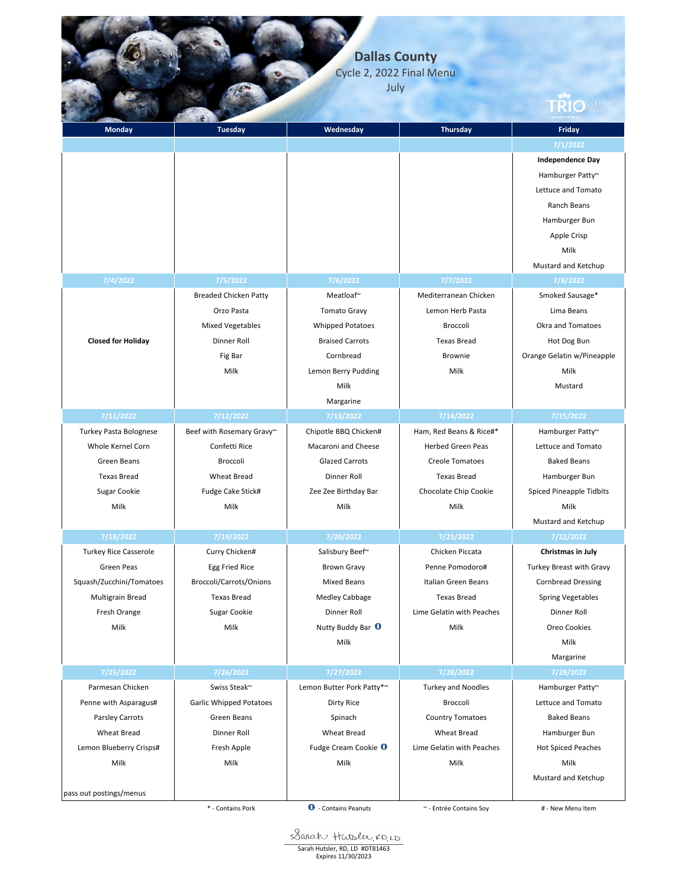# Dallas County

Cycle 2, 2022 Final Menu

July

| Monday | Tuesday | Wednesday | Thursday | Friday |
|---|---|---|---|---|
| | | | | 7/1/2022 |
| | | | | **Independence Day**<br>Hamburger Patty~<br>Lettuce and Tomato<br>Ranch Beans<br>Hamburger Bun<br>Apple Crisp<br>Milk<br>Mustard and Ketchup |
| 7/4/2022 | 7/5/2022 | 7/6/2022 | 7/7/2022 | 7/8/2022 |
| **Closed for Holiday** | Breaded Chicken Patty<br>Orzo Pasta<br>Mixed Vegetables<br>Dinner Roll<br>Fig Bar<br>Milk | Meatloaf~<br>Tomato Gravy<br>Whipped Potatoes<br>Braised Carrots<br>Cornbread<br>Lemon Berry Pudding<br>Milk<br>Margarine | Mediterranean Chicken<br>Lemon Herb Pasta<br>Broccoli<br>Texas Bread<br>Brownie<br>Milk | Smoked Sausage*<br>Lima Beans<br>Okra and Tomatoes<br>Hot Dog Bun<br>Orange Gelatin w/Pineapple<br>Milk<br>Mustard |
| 7/11/2022 | 7/12/2022 | 7/13/2022 | 7/14/2022 | 7/15/2022 |
| Turkey Pasta Bolognese<br>Whole Kernel Corn<br>Green Beans<br>Texas Bread<br>Sugar Cookie<br>Milk | Beef with Rosemary Gravy~<br>Confetti Rice<br>Broccoli<br>Wheat Bread<br>Fudge Cake Stick#<br>Milk | Chipotle BBQ Chicken#<br>Macaroni and Cheese<br>Glazed Carrots<br>Dinner Roll<br>Zee Zee Birthday Bar<br>Milk | Ham, Red Beans & Rice#*<br>Herbed Green Peas<br>Creole Tomatoes<br>Texas Bread<br>Chocolate Chip Cookie<br>Milk | Hamburger Patty~<br>Lettuce and Tomato<br>Baked Beans<br>Hamburger Bun<br>Spiced Pineapple Tidbits<br>Milk<br>Mustard and Ketchup |
| 7/18/2022 | 7/19/2022 | 7/20/2022 | 7/21/2022 | 7/22/2022 |
| Turkey Rice Casserole<br>Green Peas<br>Squash/Zucchini/Tomatoes<br>Multigrain Bread<br>Fresh Orange<br>Milk | Curry Chicken#<br>Egg Fried Rice<br>Broccoli/Carrots/Onions<br>Texas Bread<br>Sugar Cookie<br>Milk | Salisbury Beef~<br>Brown Gravy<br>Mixed Beans<br>Medley Cabbage<br>Dinner Roll<br>Nutty Buddy Bar (peanut)<br>Milk | Chicken Piccata<br>Penne Pomodoro#<br>Italian Green Beans<br>Texas Bread<br>Lime Gelatin with Peaches<br>Milk | **Christmas in July**<br>Turkey Breast with Gravy<br>Cornbread Dressing<br>Spring Vegetables<br>Dinner Roll<br>Oreo Cookies<br>Milk<br>Margarine |
| 7/25/2022 | 7/26/2022 | 7/27/2022 | 7/28/2022 | 7/29/2022 |
| Parmesan Chicken<br>Penne with Asparagus#<br>Parsley Carrots<br>Wheat Bread<br>Lemon Blueberry Crisps#<br>Milk<br><br>pass out postings/menus | Swiss Steak~<br>Garlic Whipped Potatoes<br>Green Beans<br>Dinner Roll<br>Fresh Apple<br>Milk | Lemon Butter Pork Patty*~<br>Dirty Rice<br>Spinach<br>Wheat Bread<br>Fudge Cream Cookie (peanut)<br>Milk | Turkey and Noodles<br>Broccoli<br>Country Tomatoes<br>Wheat Bread<br>Lime Gelatin with Peaches<br>Milk | Hamburger Patty~<br>Lettuce and Tomato<br>Baked Beans<br>Hamburger Bun<br>Hot Spiced Peaches<br>Milk<br>Mustard and Ketchup |

\* - Contains Pork | (peanut) - Contains Peanuts | ~ - Entrée Contains Soy | # - New Menu Item

Sarah Hutsler, RD, LD

Sarah Hutsler, RD, LD #DT81463
Expires 11/30/2023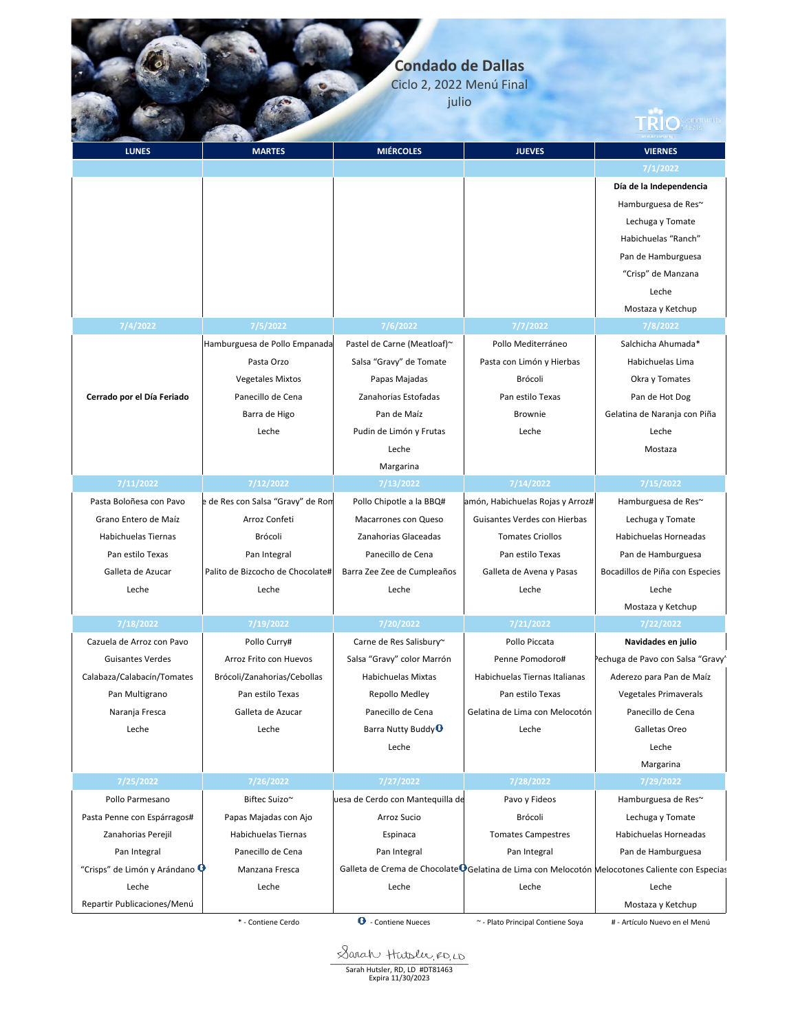# Condado de Dallas

Ciclo 2, 2022 Menú Final

julio

| LUNES | MARTES | MIÉRCOLES | JUEVES | VIERNES |
|---|---|---|---|---|
| | | | | 7/1/2022 |
| | | | | **Día de la Independencia**<br>Hamburguesa de Res~<br>Lechuga y Tomate<br>Habichuelas "Ranch"<br>Pan de Hamburguesa<br>"Crisp" de Manzana<br>Leche<br>Mostaza y Ketchup |
| 7/4/2022 | 7/5/2022 | 7/6/2022 | 7/7/2022 | 7/8/2022 |
| **Cerrado por el Día Feriado** | Hamburguesa de Pollo Empanada<br>Pasta Orzo<br>Vegetales Mixtos<br>Panecillo de Cena<br>Barra de Higo<br>Leche | Pastel de Carne (Meatloaf)~<br>Salsa "Gravy" de Tomate<br>Papas Majadas<br>Zanahorias Estofadas<br>Pan de Maíz<br>Pudin de Limón y Frutas<br>Leche<br>Margarina | Pollo Mediterráneo<br>Pasta con Limón y Hierbas<br>Brócoli<br>Pan estilo Texas<br>Brownie<br>Leche | Salchicha Ahumada*<br>Habichuelas Lima<br>Okra y Tomates<br>Pan de Hot Dog<br>Gelatina de Naranja con Piña<br>Leche<br>Mostaza |
| 7/11/2022 | 7/12/2022 | 7/13/2022 | 7/14/2022 | 7/15/2022 |
| Pasta Boloñesa con Pavo<br>Grano Entero de Maíz<br>Habichuelas Tiernas<br>Pan estilo Texas<br>Galleta de Azucar<br>Leche | e de Res con Salsa "Gravy" de Rom<br>Arroz Confeti<br>Brócoli<br>Pan Integral<br>Palito de Bizcocho de Chocolate#<br>Leche | Pollo Chipotle a la BBQ#<br>Macarrones con Queso<br>Zanahorias Glaceadas<br>Panecillo de Cena<br>Barra Zee Zee de Cumpleaños<br>Leche | amón, Habichuelas Rojas y Arroz#<br>Guisantes Verdes con Hierbas<br>Tomates Criollos<br>Pan estilo Texas<br>Galleta de Avena y Pasas<br>Leche | Hamburguesa de Res~<br>Lechuga y Tomate<br>Habichuelas Horneadas<br>Pan de Hamburguesa<br>Bocadillos de Piña con Especies<br>Leche<br>Mostaza y Ketchup |
| 7/18/2022 | 7/19/2022 | 7/20/2022 | 7/21/2022 | 7/22/2022 |
| Cazuela de Arroz con Pavo<br>Guisantes Verdes<br>Calabaza/Calabacín/Tomates<br>Pan Multigrano<br>Naranja Fresca<br>Leche | Pollo Curry#<br>Arroz Frito con Huevos<br>Brócoli/Zanahorias/Cebollas<br>Pan estilo Texas<br>Galleta de Azucar<br>Leche | Carne de Res Salisbury~<br>Salsa "Gravy" color Marrón<br>Habichuelas Mixtas<br>Repollo Medley<br>Panecillo de Cena<br>Barra Nutty Buddy (Contiene Nueces)<br>Leche | Pollo Piccata<br>Penne Pomodoro#<br>Habichuelas Tiernas Italianas<br>Pan estilo Texas<br>Gelatina de Lima con Melocotón<br>Leche | **Navidades en julio**<br>Pechuga de Pavo con Salsa "Gravy"<br>Aderezo para Pan de Maíz<br>Vegetales Primaverals<br>Panecillo de Cena<br>Galletas Oreo<br>Leche<br>Margarina |
| 7/25/2022 | 7/26/2022 | 7/27/2022 | 7/28/2022 | 7/29/2022 |
| Pollo Parmesano<br>Pasta Penne con Espárragos#<br>Zanahorias Perejil<br>Pan Integral<br>"Crisps" de Limón y Arándano (Contiene Nueces)<br>Leche<br>Repartir Publicaciones/Menú | Biftec Suizo~<br>Papas Majadas con Ajo<br>Habichuelas Tiernas<br>Panecillo de Cena<br>Manzana Fresca<br>Leche | uesa de Cerdo con Mantequilla de<br>Arroz Sucio<br>Espinaca<br>Pan Integral<br>Galleta de Crema de Chocolate (Contiene Nueces)<br>Leche | Pavo y Fideos<br>Brócoli<br>Tomates Campestres<br>Pan Integral<br>Gelatina de Lima con Melocotón<br>Leche | Hamburguesa de Res~<br>Lechuga y Tomate<br>Habichuelas Horneadas<br>Pan de Hamburguesa<br>Melocotones Caliente con Especias<br>Leche<br>Mostaza y Ketchup |

\* - Contiene Cerdo | (icono) - Contiene Nueces | ~ - Plato Principal Contiene Soya | # - Artículo Nuevo en el Menú

Sarah Hutsler, RD, LD #DT81463
Expira 11/30/2023